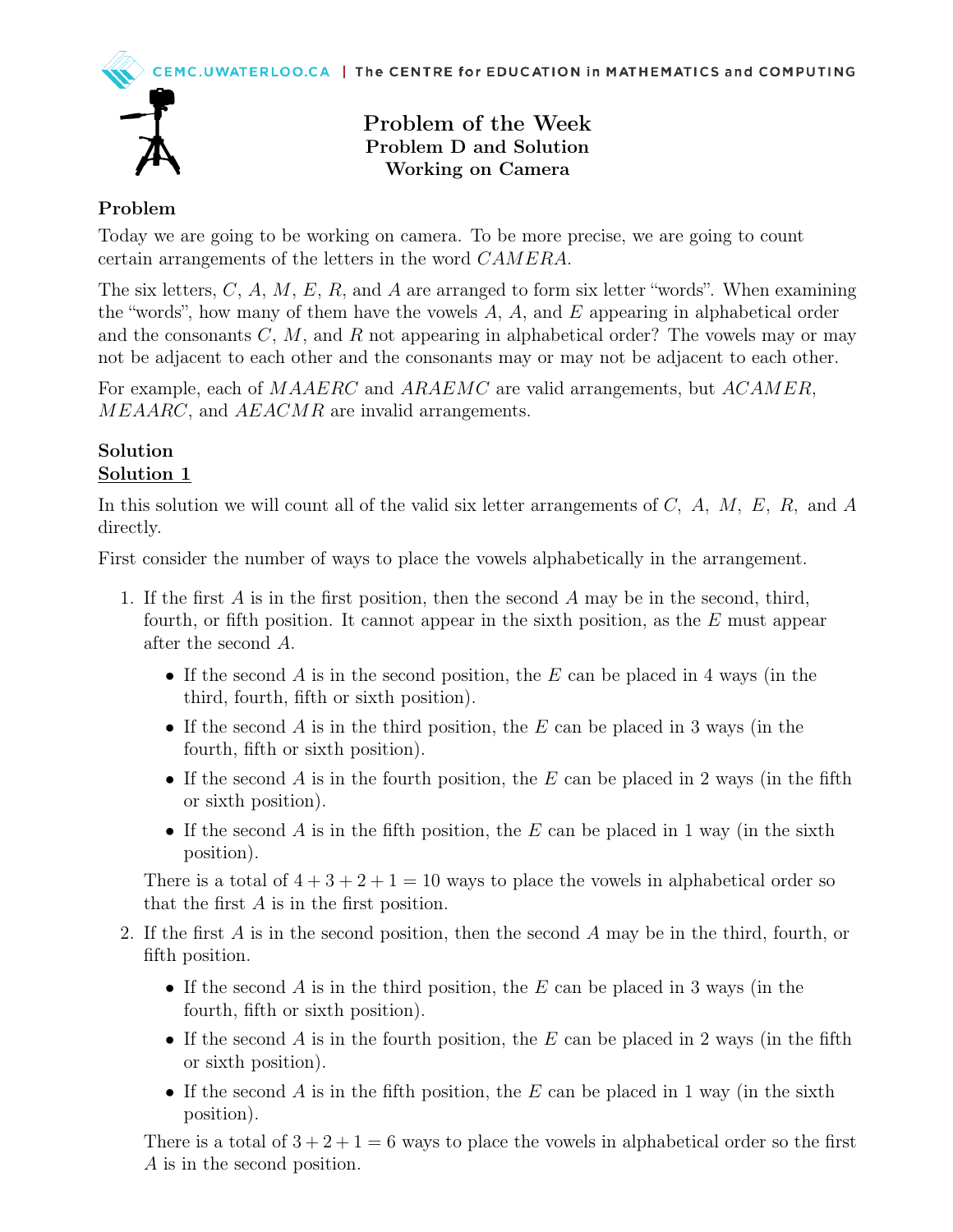# Problem of the Week
## Problem D and Solution
## Working on Camera

### Problem

Today we are going to be working on camera. To be more precise, we are going to count certain arrangements of the letters in the word $CAMERA$.

The six letters, $C$, $A$, $M$, $E$, $R$, and $A$ are arranged to form six letter "words". When examining the "words", how many of them have the vowels $A$, $A$, and $E$ appearing in alphabetical order and the consonants $C$, $M$, and $R$ not appearing in alphabetical order? The vowels may or may not be adjacent to each other and the consonants may or may not be adjacent to each other.

For example, each of $MAAERC$ and $ARAEMC$ are valid arrangements, but $ACAMER$, $MEAARC$, and $AEACMR$ are invalid arrangements.

### Solution

**Solution 1**

In this solution we will count all of the valid six letter arrangements of $C$, $A$, $M$, $E$, $R$, and $A$ directly.

First consider the number of ways to place the vowels alphabetically in the arrangement.

1. If the first $A$ is in the first position, then the second $A$ may be in the second, third, fourth, or fifth position. It cannot appear in the sixth position, as the $E$ must appear after the second $A$.
   - If the second $A$ is in the second position, the $E$ can be placed in 4 ways (in the third, fourth, fifth or sixth position).
   - If the second $A$ is in the third position, the $E$ can be placed in 3 ways (in the fourth, fifth or sixth position).
   - If the second $A$ is in the fourth position, the $E$ can be placed in 2 ways (in the fifth or sixth position).
   - If the second $A$ is in the fifth position, the $E$ can be placed in 1 way (in the sixth position).

   There is a total of $4 + 3 + 2 + 1 = 10$ ways to place the vowels in alphabetical order so that the first $A$ is in the first position.

2. If the first $A$ is in the second position, then the second $A$ may be in the third, fourth, or fifth position.
   - If the second $A$ is in the third position, the $E$ can be placed in 3 ways (in the fourth, fifth or sixth position).
   - If the second $A$ is in the fourth position, the $E$ can be placed in 2 ways (in the fifth or sixth position).
   - If the second $A$ is in the fifth position, the $E$ can be placed in 1 way (in the sixth position).

   There is a total of $3 + 2 + 1 = 6$ ways to place the vowels in alphabetical order so the first $A$ is in the second position.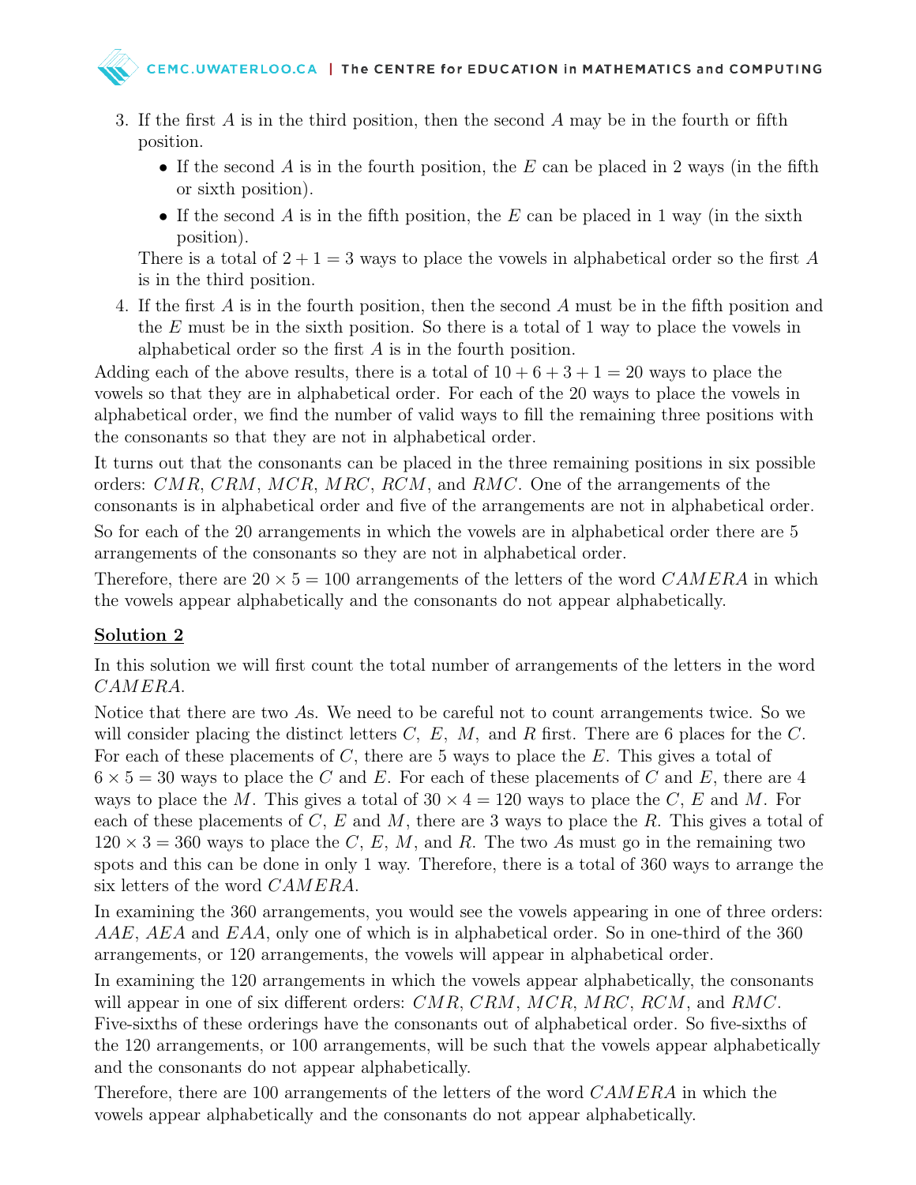3. If the first $A$ is in the third position, then the second $A$ may be in the fourth or fifth position.
   - If the second $A$ is in the fourth position, the $E$ can be placed in 2 ways (in the fifth or sixth position).
   - If the second $A$ is in the fifth position, the $E$ can be placed in 1 way (in the sixth position).

   There is a total of $2 + 1 = 3$ ways to place the vowels in alphabetical order so the first $A$ is in the third position.

4. If the first $A$ is in the fourth position, then the second $A$ must be in the fifth position and the $E$ must be in the sixth position. So there is a total of 1 way to place the vowels in alphabetical order so the first $A$ is in the fourth position.

Adding each of the above results, there is a total of $10 + 6 + 3 + 1 = 20$ ways to place the vowels so that they are in alphabetical order. For each of the 20 ways to place the vowels in alphabetical order, we find the number of valid ways to fill the remaining three positions with the consonants so that they are not in alphabetical order.

It turns out that the consonants can be placed in the three remaining positions in six possible orders: $CMR$, $CRM$, $MCR$, $MRC$, $RCM$, and $RMC$. One of the arrangements of the consonants is in alphabetical order and five of the arrangements are not in alphabetical order.

So for each of the 20 arrangements in which the vowels are in alphabetical order there are 5 arrangements of the consonants so they are not in alphabetical order.

Therefore, there are $20 \times 5 = 100$ arrangements of the letters of the word $CAMERA$ in which the vowels appear alphabetically and the consonants do not appear alphabetically.

**Solution 2**

In this solution we will first count the total number of arrangements of the letters in the word $CAMERA$.

Notice that there are two $A$s. We need to be careful not to count arrangements twice. So we will consider placing the distinct letters $C$, $E$, $M$, and $R$ first. There are 6 places for the $C$. For each of these placements of $C$, there are 5 ways to place the $E$. This gives a total of $6 \times 5 = 30$ ways to place the $C$ and $E$. For each of these placements of $C$ and $E$, there are 4 ways to place the $M$. This gives a total of $30 \times 4 = 120$ ways to place the $C$, $E$ and $M$. For each of these placements of $C$, $E$ and $M$, there are 3 ways to place the $R$. This gives a total of $120 \times 3 = 360$ ways to place the $C$, $E$, $M$, and $R$. The two $A$s must go in the remaining two spots and this can be done in only 1 way. Therefore, there is a total of 360 ways to arrange the six letters of the word $CAMERA$.

In examining the 360 arrangements, you would see the vowels appearing in one of three orders: $AAE$, $AEA$ and $EAA$, only one of which is in alphabetical order. So in one-third of the 360 arrangements, or 120 arrangements, the vowels will appear in alphabetical order.

In examining the 120 arrangements in which the vowels appear alphabetically, the consonants will appear in one of six different orders: $CMR$, $CRM$, $MCR$, $MRC$, $RCM$, and $RMC$. Five-sixths of these orderings have the consonants out of alphabetical order. So five-sixths of the 120 arrangements, or 100 arrangements, will be such that the vowels appear alphabetically and the consonants do not appear alphabetically.

Therefore, there are 100 arrangements of the letters of the word $CAMERA$ in which the vowels appear alphabetically and the consonants do not appear alphabetically.